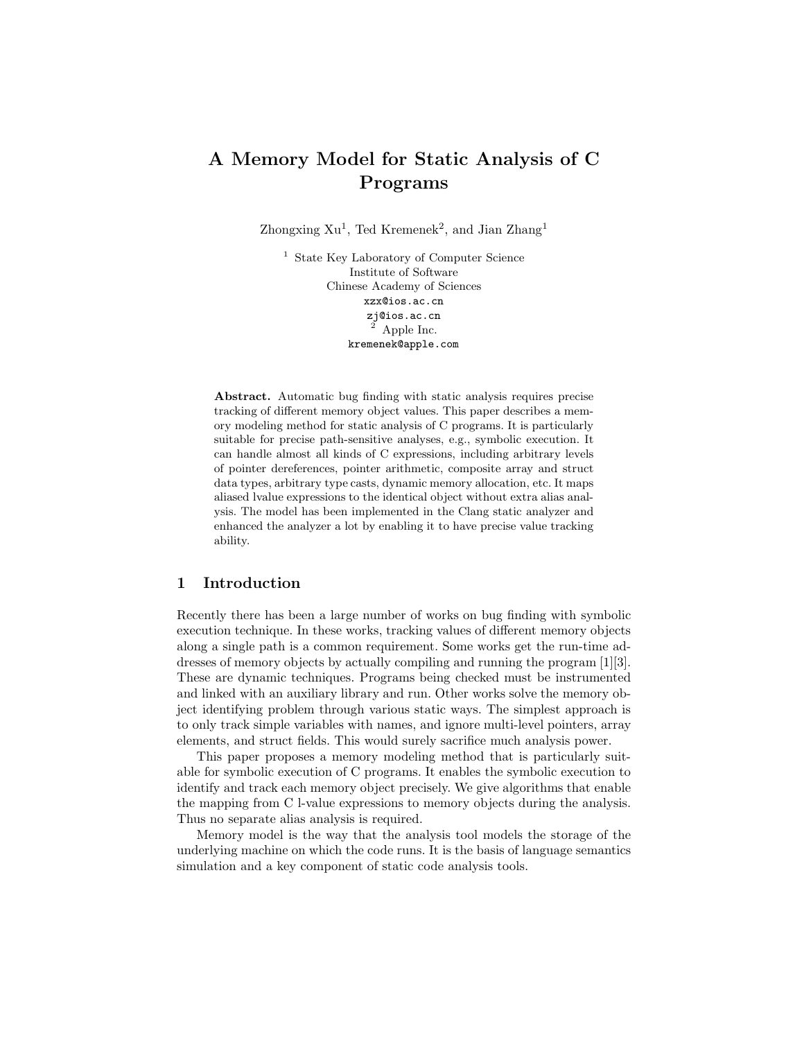# A Memory Model for Static Analysis of C Programs

Zhongxing Xu[1], Ted Kremenek[2], and Jian Zhang[1]

[1] State Key Laboratory of Computer Science
Institute of Software
Chinese Academy of Sciences
xzx@ios.ac.cn
zj@ios.ac.cn
[2] Apple Inc.
kremenek@apple.com

**Abstract.** Automatic bug finding with static analysis requires precise tracking of different memory object values. This paper describes a memory modeling method for static analysis of C programs. It is particularly suitable for precise path-sensitive analyses, e.g., symbolic execution. It can handle almost all kinds of C expressions, including arbitrary levels of pointer dereferences, pointer arithmetic, composite array and struct data types, arbitrary type casts, dynamic memory allocation, etc. It maps aliased lvalue expressions to the identical object without extra alias analysis. The model has been implemented in the Clang static analyzer and enhanced the analyzer a lot by enabling it to have precise value tracking ability.

## 1 Introduction

Recently there has been a large number of works on bug finding with symbolic execution technique. In these works, tracking values of different memory objects along a single path is a common requirement. Some works get the run-time addresses of memory objects by actually compiling and running the program [1][3]. These are dynamic techniques. Programs being checked must be instrumented and linked with an auxiliary library and run. Other works solve the memory object identifying problem through various static ways. The simplest approach is to only track simple variables with names, and ignore multi-level pointers, array elements, and struct fields. This would surely sacrifice much analysis power.

This paper proposes a memory modeling method that is particularly suitable for symbolic execution of C programs. It enables the symbolic execution to identify and track each memory object precisely. We give algorithms that enable the mapping from C l-value expressions to memory objects during the analysis. Thus no separate alias analysis is required.

Memory model is the way that the analysis tool models the storage of the underlying machine on which the code runs. It is the basis of language semantics simulation and a key component of static code analysis tools.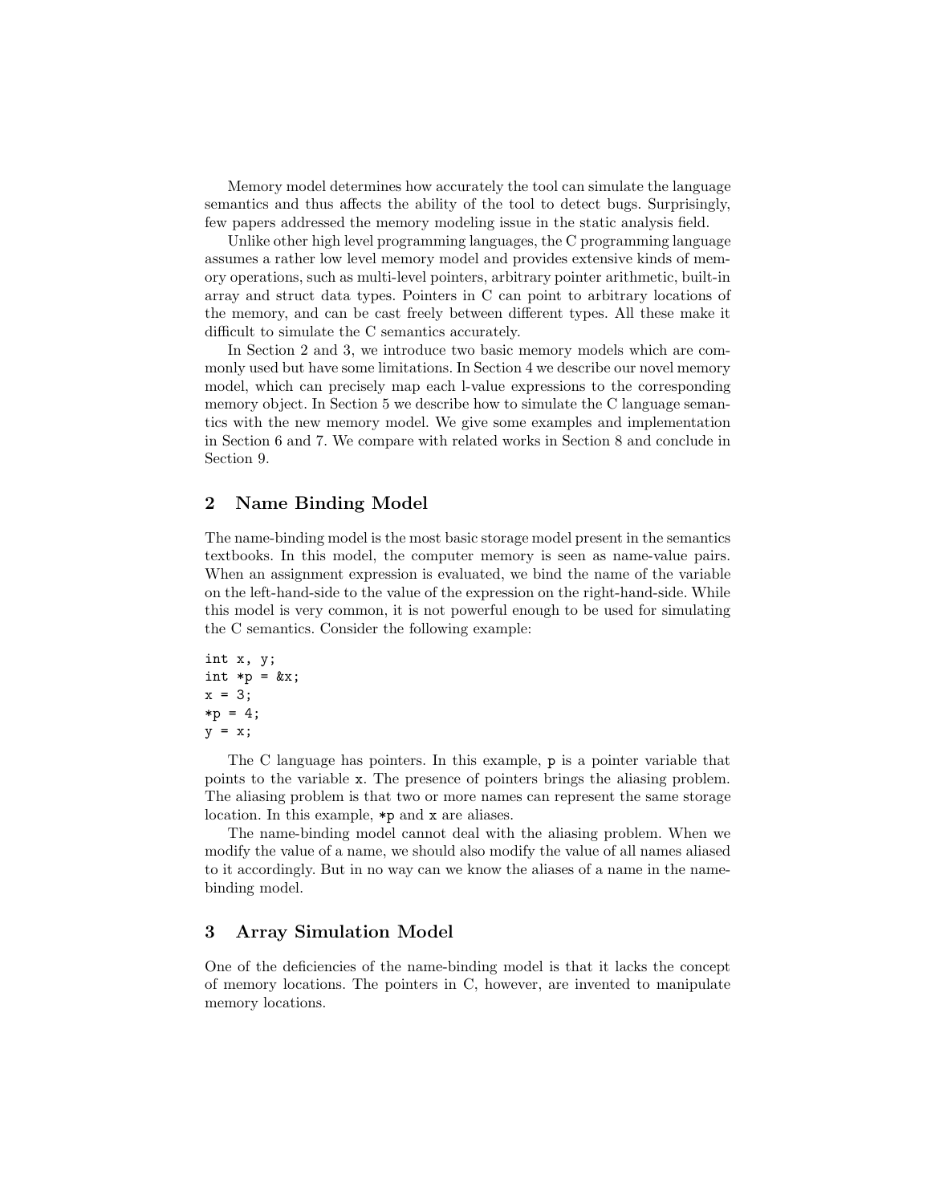Memory model determines how accurately the tool can simulate the language semantics and thus affects the ability of the tool to detect bugs. Surprisingly, few papers addressed the memory modeling issue in the static analysis field.

Unlike other high level programming languages, the C programming language assumes a rather low level memory model and provides extensive kinds of memory operations, such as multi-level pointers, arbitrary pointer arithmetic, built-in array and struct data types. Pointers in C can point to arbitrary locations of the memory, and can be cast freely between different types. All these make it difficult to simulate the C semantics accurately.

In Section 2 and 3, we introduce two basic memory models which are commonly used but have some limitations. In Section 4 we describe our novel memory model, which can precisely map each l-value expressions to the corresponding memory object. In Section 5 we describe how to simulate the C language semantics with the new memory model. We give some examples and implementation in Section 6 and 7. We compare with related works in Section 8 and conclude in Section 9.

## 2 Name Binding Model

The name-binding model is the most basic storage model present in the semantics textbooks. In this model, the computer memory is seen as name-value pairs. When an assignment expression is evaluated, we bind the name of the variable on the left-hand-side to the value of the expression on the right-hand-side. While this model is very common, it is not powerful enough to be used for simulating the C semantics. Consider the following example:

```
int x, y;
int *p = &x;
x = 3;
*p = 4;
y = x;
```

The C language has pointers. In this example, `p` is a pointer variable that points to the variable `x`. The presence of pointers brings the aliasing problem. The aliasing problem is that two or more names can represent the same storage location. In this example, `*p` and `x` are aliases.

The name-binding model cannot deal with the aliasing problem. When we modify the value of a name, we should also modify the value of all names aliased to it accordingly. But in no way can we know the aliases of a name in the name-binding model.

## 3 Array Simulation Model

One of the deficiencies of the name-binding model is that it lacks the concept of memory locations. The pointers in C, however, are invented to manipulate memory locations.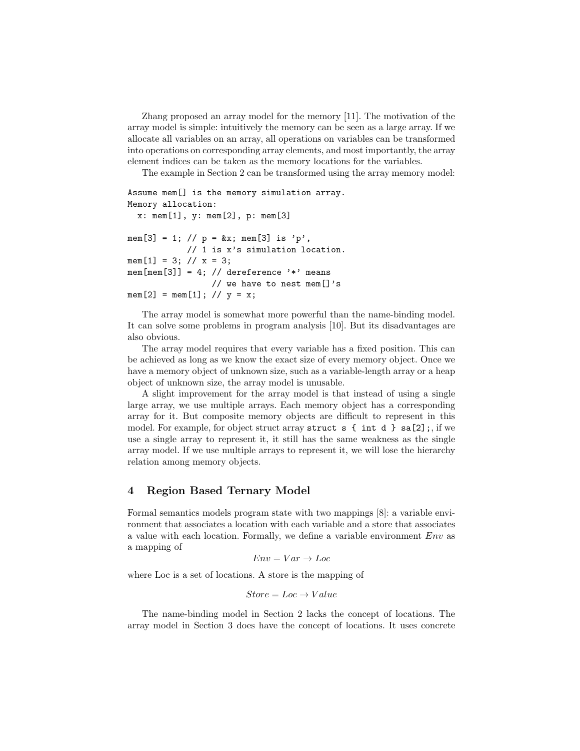Zhang proposed an array model for the memory [11]. The motivation of the array model is simple: intuitively the memory can be seen as a large array. If we allocate all variables on an array, all operations on variables can be transformed into operations on corresponding array elements, and most importantly, the array element indices can be taken as the memory locations for the variables.

The example in Section 2 can be transformed using the array memory model:

```
Assume mem[] is the memory simulation array.
Memory allocation:
  x: mem[1], y: mem[2], p: mem[3]

mem[3] = 1; // p = &x; mem[3] is 'p',
            // 1 is x's simulation location.
mem[1] = 3; // x = 3;
mem[mem[3]] = 4; // dereference '*' means
                 // we have to nest mem[]'s
mem[2] = mem[1]; // y = x;
```

The array model is somewhat more powerful than the name-binding model. It can solve some problems in program analysis [10]. But its disadvantages are also obvious.

The array model requires that every variable has a fixed position. This can be achieved as long as we know the exact size of every memory object. Once we have a memory object of unknown size, such as a variable-length array or a heap object of unknown size, the array model is unusable.

A slight improvement for the array model is that instead of using a single large array, we use multiple arrays. Each memory object has a corresponding array for it. But composite memory objects are difficult to represent in this model. For example, for object struct array `struct s { int d } sa[2];`, if we use a single array to represent it, it still has the same weakness as the single array model. If we use multiple arrays to represent it, we will lose the hierarchy relation among memory objects.

## 4 Region Based Ternary Model

Formal semantics models program state with two mappings [8]: a variable environment that associates a location with each variable and a store that associates a value with each location. Formally, we define a variable environment $Env$ as a mapping of

$$Env = Var \rightarrow Loc$$

where Loc is a set of locations. A store is the mapping of

$$Store = Loc \rightarrow Value$$

The name-binding model in Section 2 lacks the concept of locations. The array model in Section 3 does have the concept of locations. It uses concrete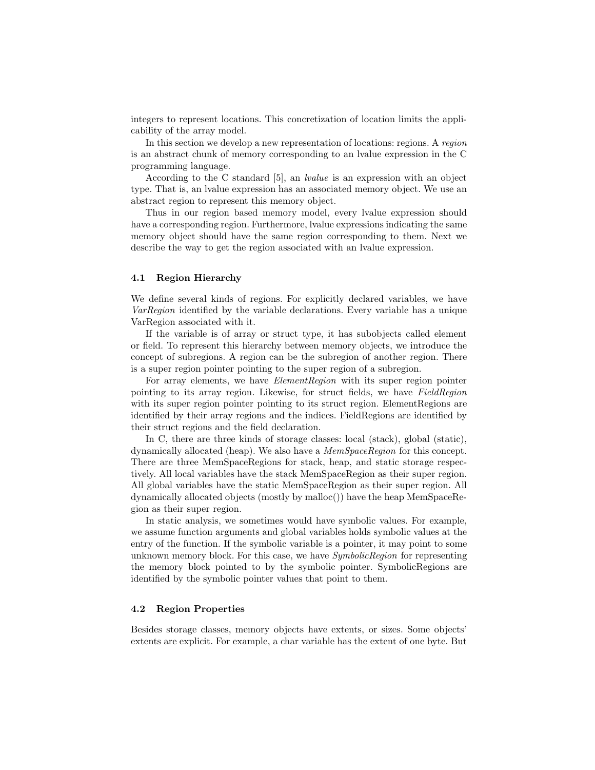integers to represent locations. This concretization of location limits the applicability of the array model.

In this section we develop a new representation of locations: regions. A *region* is an abstract chunk of memory corresponding to an lvalue expression in the C programming language.

According to the C standard [5], an *lvalue* is an expression with an object type. That is, an lvalue expression has an associated memory object. We use an abstract region to represent this memory object.

Thus in our region based memory model, every lvalue expression should have a corresponding region. Furthermore, lvalue expressions indicating the same memory object should have the same region corresponding to them. Next we describe the way to get the region associated with an lvalue expression.

### 4.1 Region Hierarchy

We define several kinds of regions. For explicitly declared variables, we have *VarRegion* identified by the variable declarations. Every variable has a unique VarRegion associated with it.

If the variable is of array or struct type, it has subobjects called element or field. To represent this hierarchy between memory objects, we introduce the concept of subregions. A region can be the subregion of another region. There is a super region pointer pointing to the super region of a subregion.

For array elements, we have *ElementRegion* with its super region pointer pointing to its array region. Likewise, for struct fields, we have *FieldRegion* with its super region pointer pointing to its struct region. ElementRegions are identified by their array regions and the indices. FieldRegions are identified by their struct regions and the field declaration.

In C, there are three kinds of storage classes: local (stack), global (static), dynamically allocated (heap). We also have a *MemSpaceRegion* for this concept. There are three MemSpaceRegions for stack, heap, and static storage respectively. All local variables have the stack MemSpaceRegion as their super region. All global variables have the static MemSpaceRegion as their super region. All dynamically allocated objects (mostly by malloc()) have the heap MemSpaceRegion as their super region.

In static analysis, we sometimes would have symbolic values. For example, we assume function arguments and global variables holds symbolic values at the entry of the function. If the symbolic variable is a pointer, it may point to some unknown memory block. For this case, we have *SymbolicRegion* for representing the memory block pointed to by the symbolic pointer. SymbolicRegions are identified by the symbolic pointer values that point to them.

### 4.2 Region Properties

Besides storage classes, memory objects have extents, or sizes. Some objects' extents are explicit. For example, a char variable has the extent of one byte. But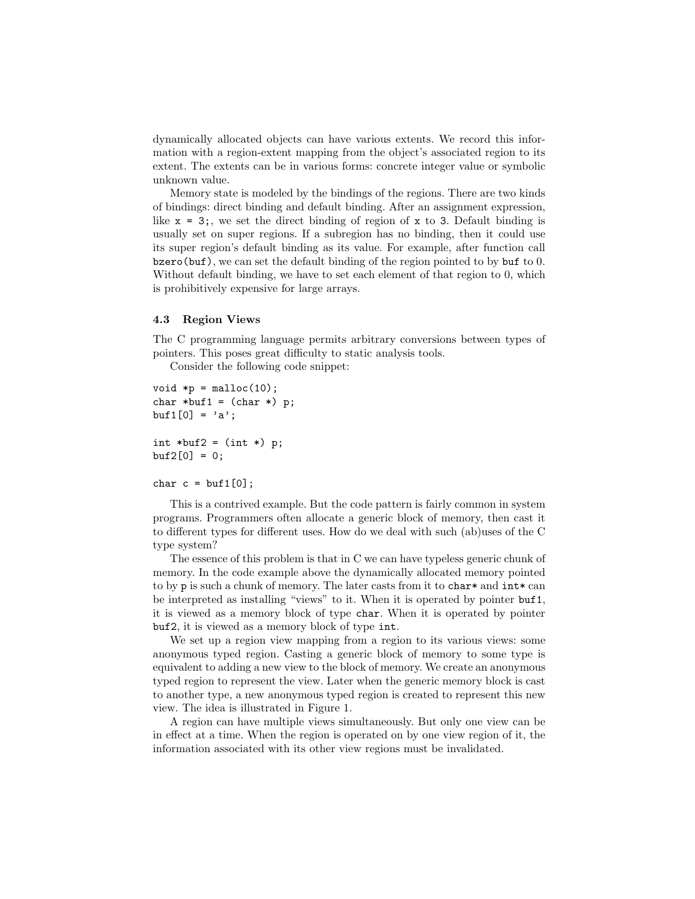dynamically allocated objects can have various extents. We record this information with a region-extent mapping from the object's associated region to its extent. The extents can be in various forms: concrete integer value or symbolic unknown value.

Memory state is modeled by the bindings of the regions. There are two kinds of bindings: direct binding and default binding. After an assignment expression, like `x = 3;`, we set the direct binding of region of `x` to `3`. Default binding is usually set on super regions. If a subregion has no binding, then it could use its super region's default binding as its value. For example, after function call `bzero(buf)`, we can set the default binding of the region pointed to by `buf` to 0. Without default binding, we have to set each element of that region to 0, which is prohibitively expensive for large arrays.

### 4.3 Region Views

The C programming language permits arbitrary conversions between types of pointers. This poses great difficulty to static analysis tools.

Consider the following code snippet:

```
void *p = malloc(10);
char *buf1 = (char *) p;
buf1[0] = 'a';

int *buf2 = (int *) p;
buf2[0] = 0;

char c = buf1[0];
```

This is a contrived example. But the code pattern is fairly common in system programs. Programmers often allocate a generic block of memory, then cast it to different types for different uses. How do we deal with such (ab)uses of the C type system?

The essence of this problem is that in C we can have typeless generic chunk of memory. In the code example above the dynamically allocated memory pointed to by `p` is such a chunk of memory. The later casts from it to `char*` and `int*` can be interpreted as installing "views" to it. When it is operated by pointer `buf1`, it is viewed as a memory block of type `char`. When it is operated by pointer `buf2`, it is viewed as a memory block of type `int`.

We set up a region view mapping from a region to its various views: some anonymous typed region. Casting a generic block of memory to some type is equivalent to adding a new view to the block of memory. We create an anonymous typed region to represent the view. Later when the generic memory block is cast to another type, a new anonymous typed region is created to represent this new view. The idea is illustrated in Figure 1.

A region can have multiple views simultaneously. But only one view can be in effect at a time. When the region is operated on by one view region of it, the information associated with its other view regions must be invalidated.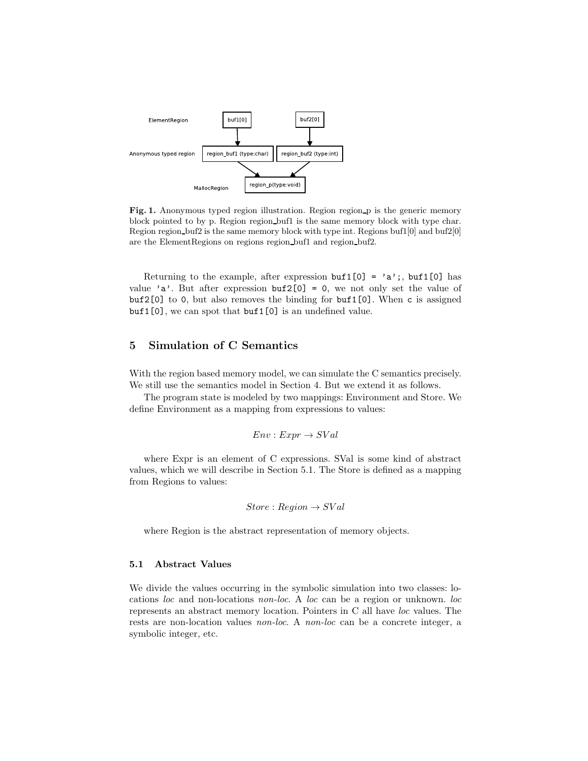**Fig. 1.** Anonymous typed region illustration. Region region_p is the generic memory block pointed to by p. Region region_buf1 is the same memory block with type char. Region region_buf2 is the same memory block with type int. Regions buf1[0] and buf2[0] are the ElementRegions on regions region_buf1 and region_buf2.

Returning to the example, after expression `buf1[0] = 'a';`, `buf1[0]` has value `'a'`. But after expression `buf2[0] = 0`, we not only set the value of `buf2[0]` to `0`, but also removes the binding for `buf1[0]`. When `c` is assigned `buf1[0]`, we can spot that `buf1[0]` is an undefined value.

## 5 Simulation of C Semantics

With the region based memory model, we can simulate the C semantics precisely. We still use the semantics model in Section 4. But we extend it as follows.

The program state is modeled by two mappings: Environment and Store. We define Environment as a mapping from expressions to values:

$$Env : Expr \rightarrow SVal$$

where Expr is an element of C expressions. SVal is some kind of abstract values, which we will describe in Section 5.1. The Store is defined as a mapping from Regions to values:

$$Store : Region \rightarrow SVal$$

where Region is the abstract representation of memory objects.

### 5.1 Abstract Values

We divide the values occurring in the symbolic simulation into two classes: locations *loc* and non-locations *non-loc*. A *loc* can be a region or unknown. *loc* represents an abstract memory location. Pointers in C all have *loc* values. The rests are non-location values *non-loc*. A *non-loc* can be a concrete integer, a symbolic integer, etc.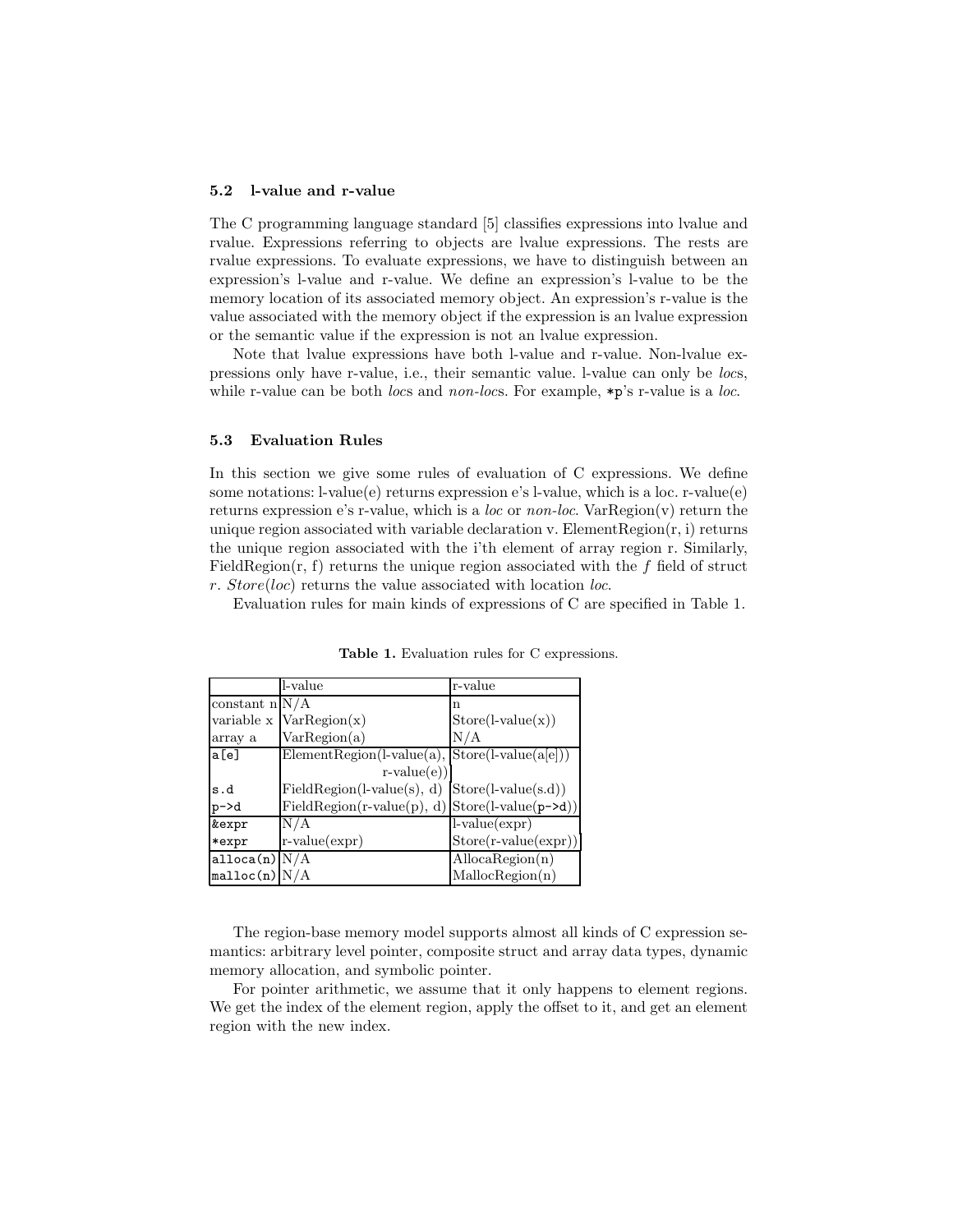### 5.2 l-value and r-value

The C programming language standard [5] classifies expressions into lvalue and rvalue. Expressions referring to objects are lvalue expressions. The rests are rvalue expressions. To evaluate expressions, we have to distinguish between an expression's l-value and r-value. We define an expression's l-value to be the memory location of its associated memory object. An expression's r-value is the value associated with the memory object if the expression is an lvalue expression or the semantic value if the expression is not an lvalue expression.

Note that lvalue expressions have both l-value and r-value. Non-lvalue expressions only have r-value, i.e., their semantic value. l-value can only be *loc*s, while r-value can be both *loc*s and *non-loc*s. For example, `*p`'s r-value is a *loc*.

### 5.3 Evaluation Rules

In this section we give some rules of evaluation of C expressions. We define some notations: l-value(e) returns expression e's l-value, which is a loc. r-value(e) returns expression e's r-value, which is a *loc* or *non-loc*. VarRegion(v) return the unique region associated with variable declaration v. ElementRegion(r, i) returns the unique region associated with the i'th element of array region r. Similarly, FieldRegion(r, f) returns the unique region associated with the *f* field of struct *r*. *Store*(*loc*) returns the value associated with location *loc*.

Evaluation rules for main kinds of expressions of C are specified in Table 1.

**Table 1.** Evaluation rules for C expressions.

| | l-value | r-value |
|---|---|---|
| constant n | N/A | n |
| variable x | VarRegion(x) | Store(l-value(x)) |
| array a | VarRegion(a) | N/A |
| `a[e]` | ElementRegion(l-value(a), r-value(e)) | Store(l-value(a[e])) |
| `s.d` | FieldRegion(l-value(s), d) | Store(l-value(s.d)) |
| `p->d` | FieldRegion(r-value(p), d) | Store(l-value(`p->d`)) |
| `&expr` | N/A | l-value(expr) |
| `*expr` | r-value(expr) | Store(r-value(expr)) |
| `alloca(n)` | N/A | AllocaRegion(n) |
| `malloc(n)` | N/A | MallocRegion(n) |

The region-base memory model supports almost all kinds of C expression semantics: arbitrary level pointer, composite struct and array data types, dynamic memory allocation, and symbolic pointer.

For pointer arithmetic, we assume that it only happens to element regions. We get the index of the element region, apply the offset to it, and get an element region with the new index.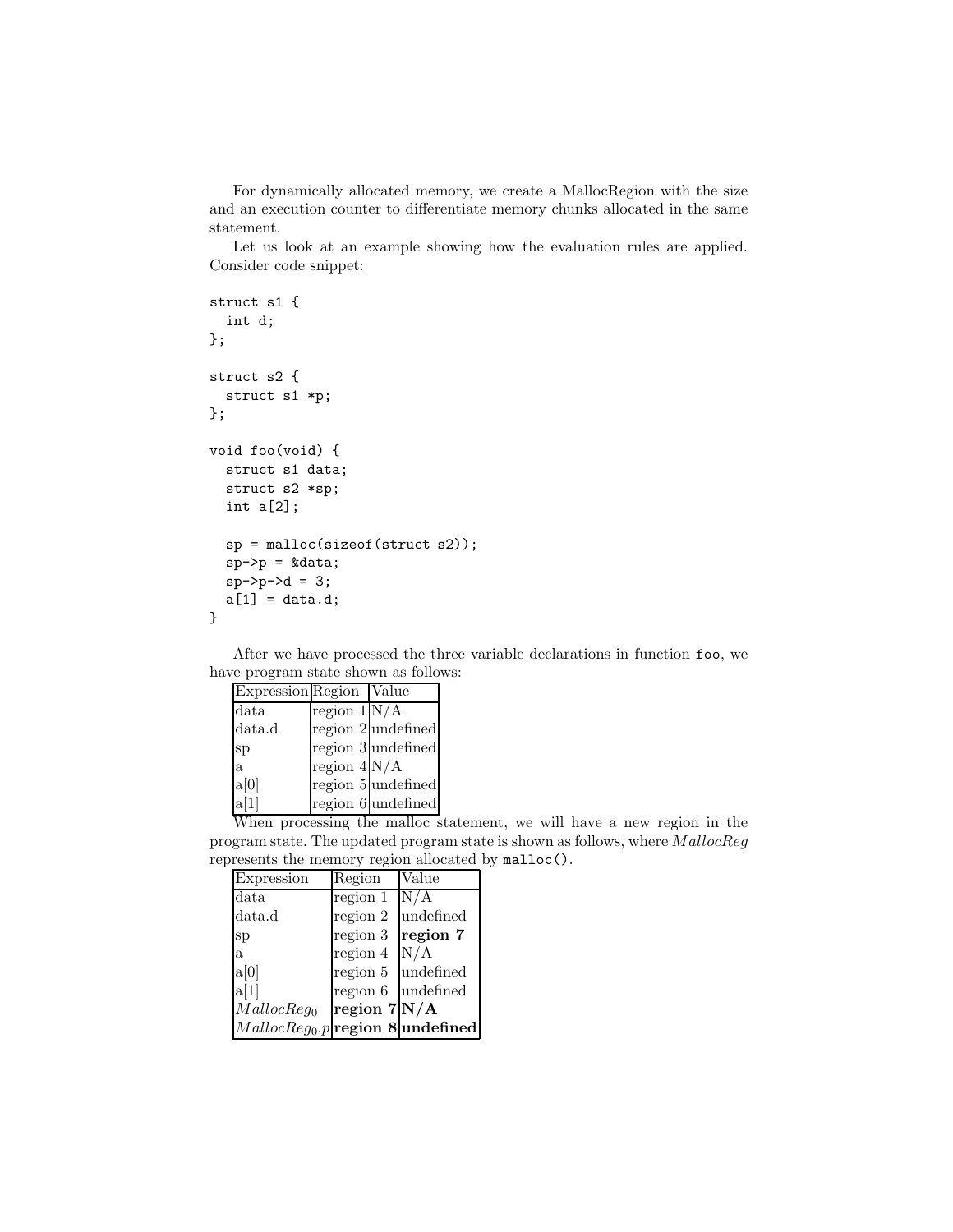For dynamically allocated memory, we create a MallocRegion with the size and an execution counter to differentiate memory chunks allocated in the same statement.

Let us look at an example showing how the evaluation rules are applied. Consider code snippet:

```
struct s1 {
  int d;
};

struct s2 {
  struct s1 *p;
};

void foo(void) {
  struct s1 data;
  struct s2 *sp;
  int a[2];

  sp = malloc(sizeof(struct s2));
  sp->p = &data;
  sp->p->d = 3;
  a[1] = data.d;
}
```

After we have processed the three variable declarations in function `foo`, we have program state shown as follows:

| Expression | Region | Value |
|---|---|---|
| data | region 1 | N/A |
| data.d | region 2 | undefined |
| sp | region 3 | undefined |
| a | region 4 | N/A |
| a[0] | region 5 | undefined |
| a[1] | region 6 | undefined |

When processing the malloc statement, we will have a new region in the program state. The updated program state is shown as follows, where $MallocReg$ represents the memory region allocated by `malloc()`.

| Expression | Region | Value |
|---|---|---|
| data | region 1 | N/A |
| data.d | region 2 | undefined |
| sp | region 3 | **region 7** |
| a | region 4 | N/A |
| a[0] | region 5 | undefined |
| a[1] | region 6 | undefined |
| $MallocReg_0$ | **region 7** | **N/A** |
| $MallocReg_0.p$ | **region 8** | **undefined** |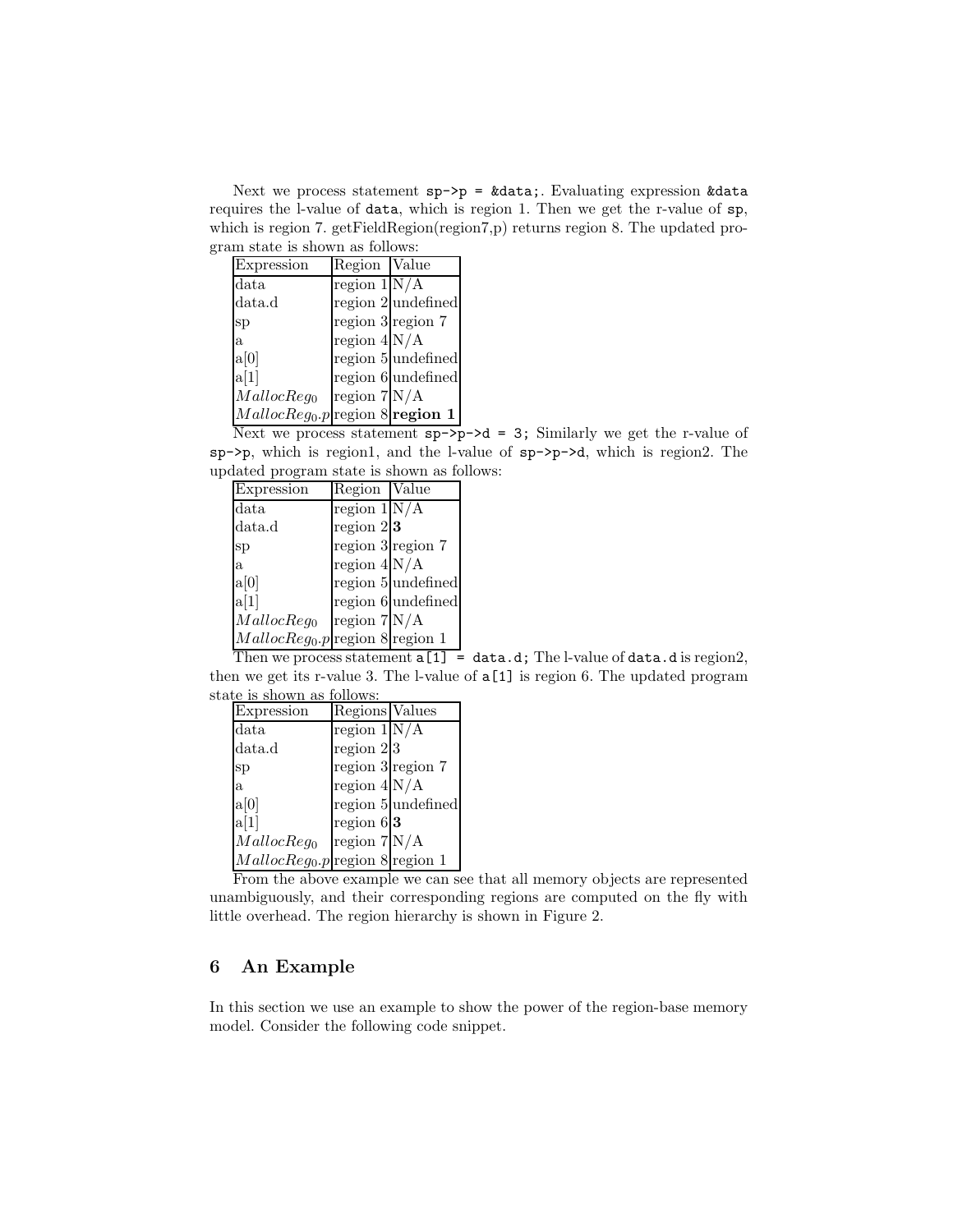Next we process statement `sp->p = &data;`. Evaluating expression `&data` requires the l-value of `data`, which is region 1. Then we get the r-value of `sp`, which is region 7. getFieldRegion(region7,p) returns region 8. The updated program state is shown as follows:

| Expression | Region | Value |
|---|---|---|
| data | region 1 | N/A |
| data.d | region 2 | undefined |
| sp | region 3 | region 7 |
| a | region 4 | N/A |
| a[0] | region 5 | undefined |
| a[1] | region 6 | undefined |
| $MallocReg_0$ | region 7 | N/A |
| $MallocReg_0.p$ | region 8 | **region 1** |

Next we process statement `sp->p->d = 3;` Similarly we get the r-value of `sp->p`, which is region1, and the l-value of `sp->p->d`, which is region2. The updated program state is shown as follows:

| Expression | Region | Value |
|---|---|---|
| data | region 1 | N/A |
| data.d | region 2 | **3** |
| sp | region 3 | region 7 |
| a | region 4 | N/A |
| a[0] | region 5 | undefined |
| a[1] | region 6 | undefined |
| $MallocReg_0$ | region 7 | N/A |
| $MallocReg_0.p$ | region 8 | region 1 |

Then we process statement `a[1] = data.d;` The l-value of `data.d` is region2, then we get its r-value 3. The l-value of `a[1]` is region 6. The updated program state is shown as follows:

| Expression | Regions | Values |
|---|---|---|
| data | region 1 | N/A |
| data.d | region 2 | 3 |
| sp | region 3 | region 7 |
| a | region 4 | N/A |
| a[0] | region 5 | undefined |
| a[1] | region 6 | **3** |
| $MallocReg_0$ | region 7 | N/A |
| $MallocReg_0.p$ | region 8 | region 1 |

From the above example we can see that all memory objects are represented unambiguously, and their corresponding regions are computed on the fly with little overhead. The region hierarchy is shown in Figure 2.

## 6 An Example

In this section we use an example to show the power of the region-base memory model. Consider the following code snippet.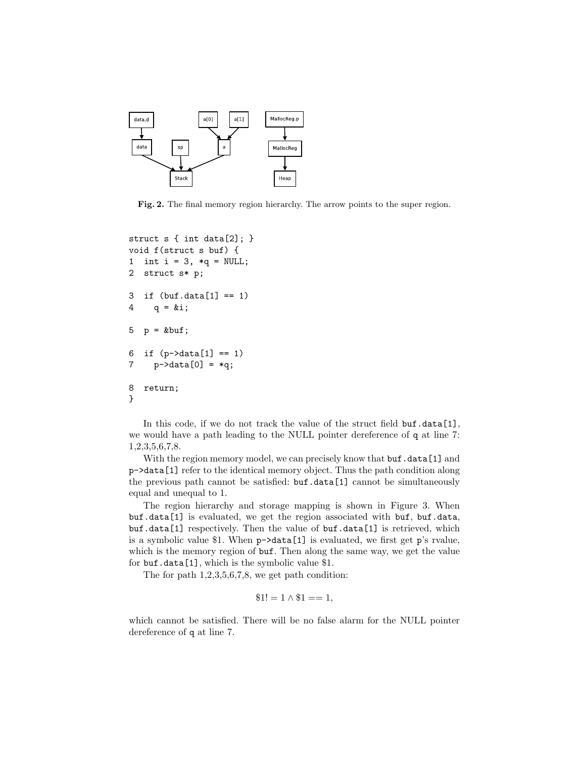**Fig. 2.** The final memory region hierarchy. The arrow points to the super region.

```
struct s { int data[2]; }
void f(struct s buf) {
1  int i = 3, *q = NULL;
2  struct s* p;

3  if (buf.data[1] == 1)
4    q = &i;

5  p = &buf;

6  if (p->data[1] == 1)
7    p->data[0] = *q;

8  return;
}
```

In this code, if we do not track the value of the struct field `buf.data[1]`, we would have a path leading to the NULL pointer dereference of `q` at line 7: 1,2,3,5,6,7,8.

With the region memory model, we can precisely know that `buf.data[1]` and `p->data[1]` refer to the identical memory object. Thus the path condition along the previous path cannot be satisfied: `buf.data[1]` cannot be simultaneously equal and unequal to 1.

The region hierarchy and storage mapping is shown in Figure 3. When `buf.data[1]` is evaluated, we get the region associated with `buf`, `buf.data`, `buf.data[1]` respectively. Then the value of `buf.data[1]` is retrieved, which is a symbolic value \$1. When `p->data[1]` is evaluated, we first get `p`'s rvalue, which is the memory region of `buf`. Then along the same way, we get the value for `buf.data[1]`, which is the symbolic value \$1.

The for path 1,2,3,5,6,7,8, we get path condition:

$$\$1 != 1 \wedge \$1 == 1,$$

which cannot be satisfied. There will be no false alarm for the NULL pointer dereference of `q` at line 7.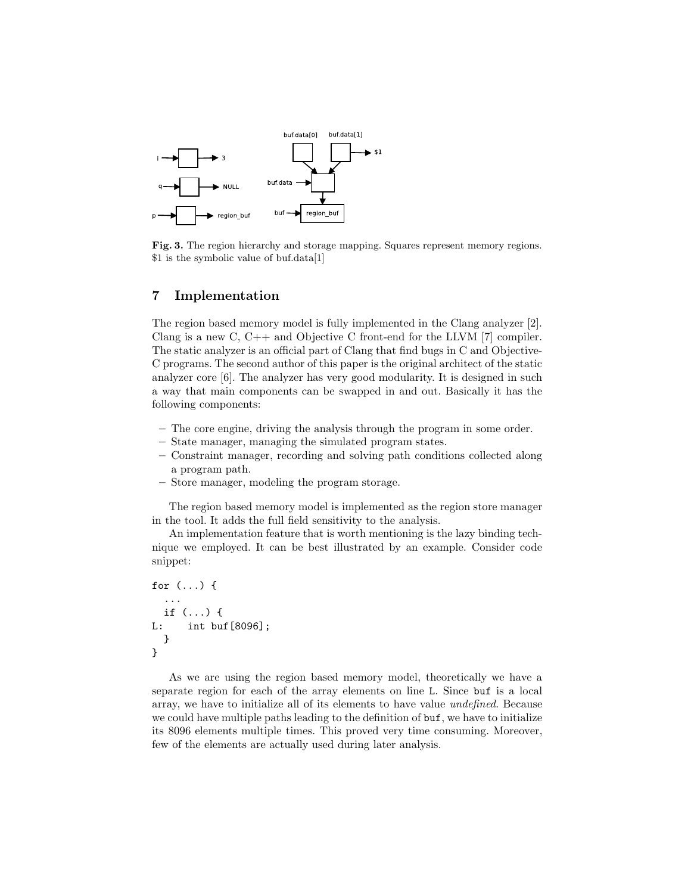**Fig. 3.** The region hierarchy and storage mapping. Squares represent memory regions. $1 is the symbolic value of buf.data[1]

## 7 Implementation

The region based memory model is fully implemented in the Clang analyzer [2]. Clang is a new C, C++ and Objective C front-end for the LLVM [7] compiler. The static analyzer is an official part of Clang that find bugs in C and Objective-C programs. The second author of this paper is the original architect of the static analyzer core [6]. The analyzer has very good modularity. It is designed in such a way that main components can be swapped in and out. Basically it has the following components:

- The core engine, driving the analysis through the program in some order.
- State manager, managing the simulated program states.
- Constraint manager, recording and solving path conditions collected along a program path.
- Store manager, modeling the program storage.

The region based memory model is implemented as the region store manager in the tool. It adds the full field sensitivity to the analysis.

An implementation feature that is worth mentioning is the lazy binding technique we employed. It can be best illustrated by an example. Consider code snippet:

```
for (...) {
  ...
  if (...) {
L:    int buf[8096];
  }
}
```

As we are using the region based memory model, theoretically we have a separate region for each of the array elements on line `L`. Since `buf` is a local array, we have to initialize all of its elements to have value *undefined*. Because we could have multiple paths leading to the definition of `buf`, we have to initialize its 8096 elements multiple times. This proved very time consuming. Moreover, few of the elements are actually used during later analysis.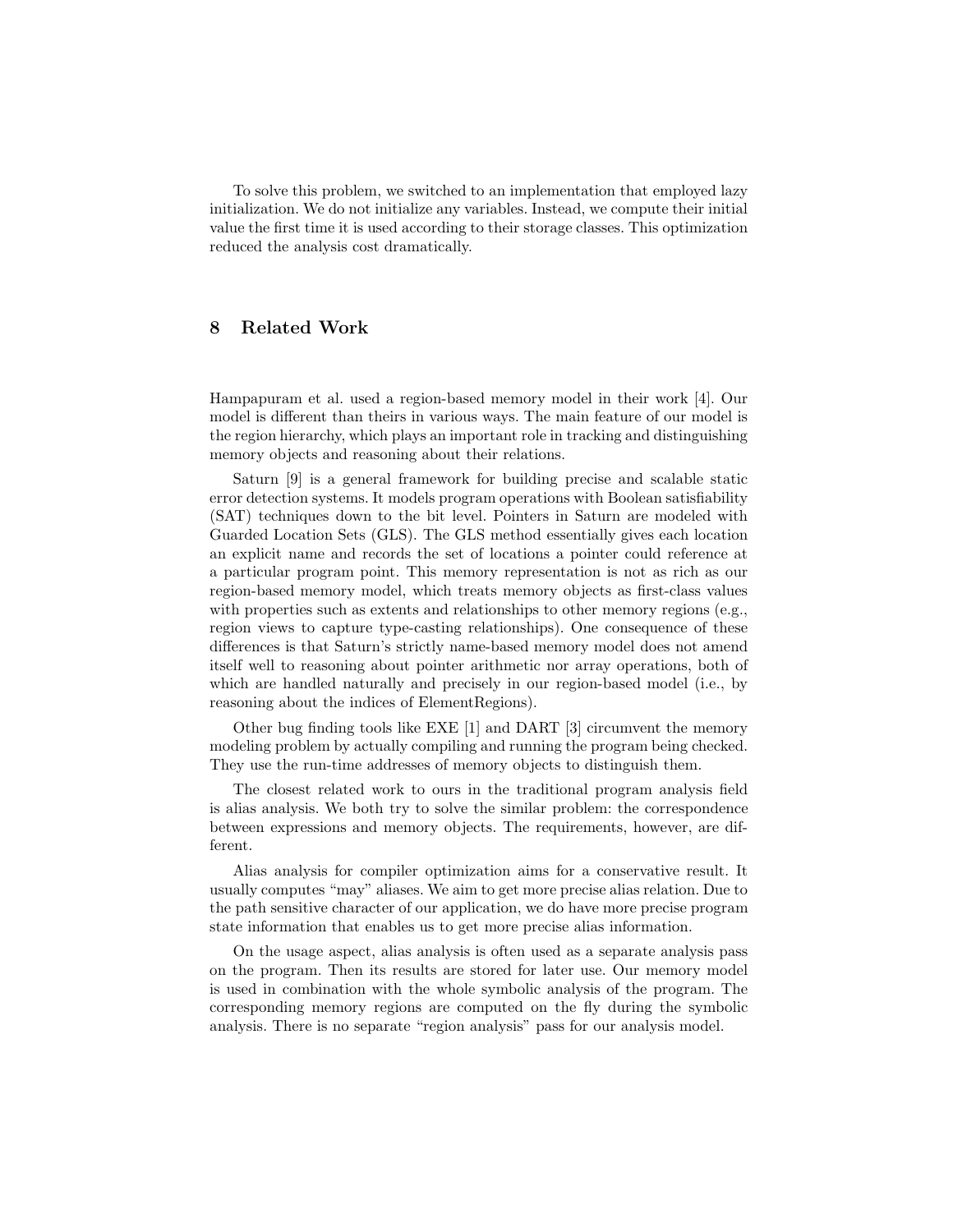To solve this problem, we switched to an implementation that employed lazy initialization. We do not initialize any variables. Instead, we compute their initial value the first time it is used according to their storage classes. This optimization reduced the analysis cost dramatically.

## 8 Related Work

Hampapuram et al. used a region-based memory model in their work [4]. Our model is different than theirs in various ways. The main feature of our model is the region hierarchy, which plays an important role in tracking and distinguishing memory objects and reasoning about their relations.

Saturn [9] is a general framework for building precise and scalable static error detection systems. It models program operations with Boolean satisfiability (SAT) techniques down to the bit level. Pointers in Saturn are modeled with Guarded Location Sets (GLS). The GLS method essentially gives each location an explicit name and records the set of locations a pointer could reference at a particular program point. This memory representation is not as rich as our region-based memory model, which treats memory objects as first-class values with properties such as extents and relationships to other memory regions (e.g., region views to capture type-casting relationships). One consequence of these differences is that Saturn's strictly name-based memory model does not amend itself well to reasoning about pointer arithmetic nor array operations, both of which are handled naturally and precisely in our region-based model (i.e., by reasoning about the indices of ElementRegions).

Other bug finding tools like EXE [1] and DART [3] circumvent the memory modeling problem by actually compiling and running the program being checked. They use the run-time addresses of memory objects to distinguish them.

The closest related work to ours in the traditional program analysis field is alias analysis. We both try to solve the similar problem: the correspondence between expressions and memory objects. The requirements, however, are different.

Alias analysis for compiler optimization aims for a conservative result. It usually computes "may" aliases. We aim to get more precise alias relation. Due to the path sensitive character of our application, we do have more precise program state information that enables us to get more precise alias information.

On the usage aspect, alias analysis is often used as a separate analysis pass on the program. Then its results are stored for later use. Our memory model is used in combination with the whole symbolic analysis of the program. The corresponding memory regions are computed on the fly during the symbolic analysis. There is no separate "region analysis" pass for our analysis model.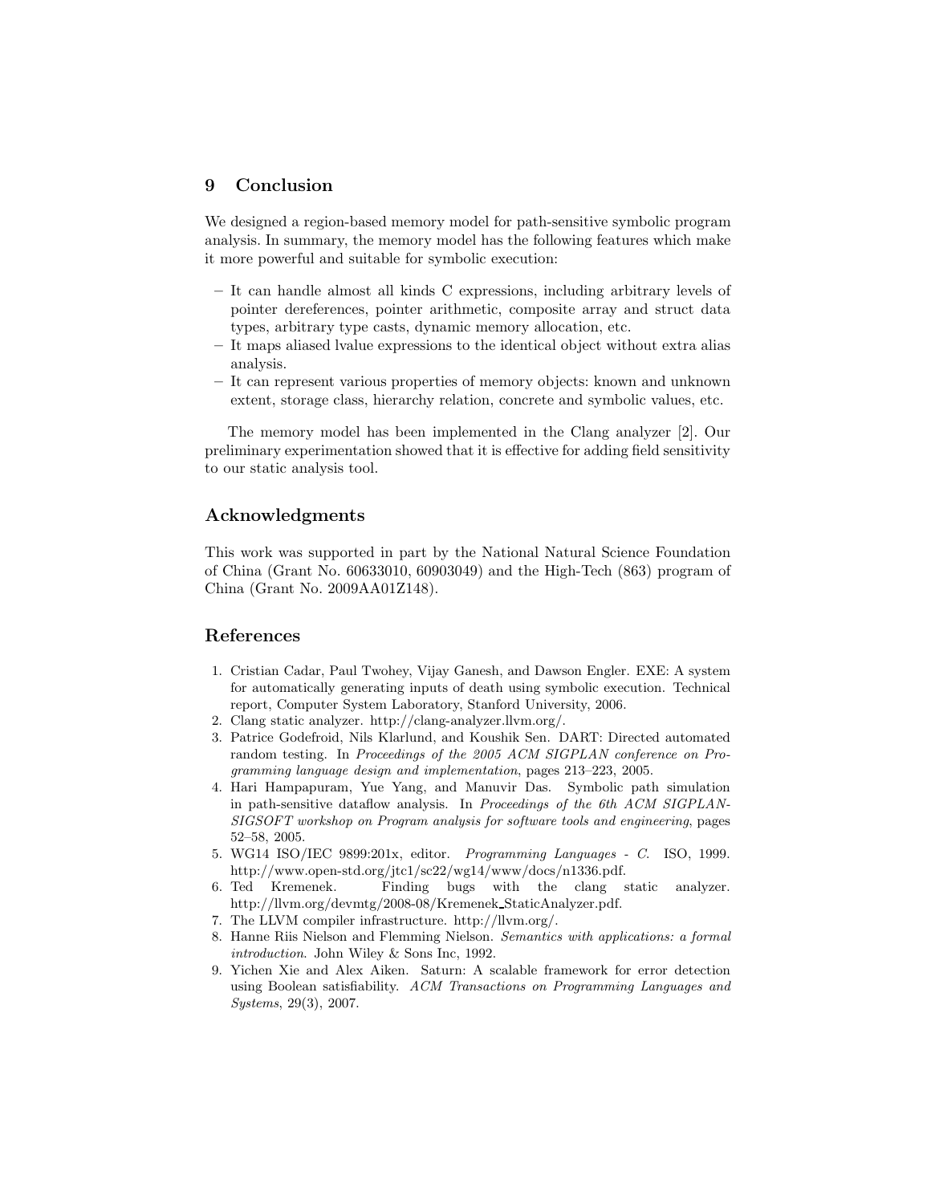## 9 Conclusion

We designed a region-based memory model for path-sensitive symbolic program analysis. In summary, the memory model has the following features which make it more powerful and suitable for symbolic execution:

- It can handle almost all kinds C expressions, including arbitrary levels of pointer dereferences, pointer arithmetic, composite array and struct data types, arbitrary type casts, dynamic memory allocation, etc.
- It maps aliased lvalue expressions to the identical object without extra alias analysis.
- It can represent various properties of memory objects: known and unknown extent, storage class, hierarchy relation, concrete and symbolic values, etc.

The memory model has been implemented in the Clang analyzer [2]. Our preliminary experimentation showed that it is effective for adding field sensitivity to our static analysis tool.

## Acknowledgments

This work was supported in part by the National Natural Science Foundation of China (Grant No. 60633010, 60903049) and the High-Tech (863) program of China (Grant No. 2009AA01Z148).

## References

1. Cristian Cadar, Paul Twohey, Vijay Ganesh, and Dawson Engler. EXE: A system for automatically generating inputs of death using symbolic execution. Technical report, Computer System Laboratory, Stanford University, 2006.
2. Clang static analyzer. http://clang-analyzer.llvm.org/.
3. Patrice Godefroid, Nils Klarlund, and Koushik Sen. DART: Directed automated random testing. In *Proceedings of the 2005 ACM SIGPLAN conference on Programming language design and implementation*, pages 213–223, 2005.
4. Hari Hampapuram, Yue Yang, and Manuvir Das. Symbolic path simulation in path-sensitive dataflow analysis. In *Proceedings of the 6th ACM SIGPLAN-SIGSOFT workshop on Program analysis for software tools and engineering*, pages 52–58, 2005.
5. WG14 ISO/IEC 9899:201x, editor. *Programming Languages - C*. ISO, 1999. http://www.open-std.org/jtc1/sc22/wg14/www/docs/n1336.pdf.
6. Ted Kremenek. Finding bugs with the clang static analyzer. http://llvm.org/devmtg/2008-08/Kremenek_StaticAnalyzer.pdf.
7. The LLVM compiler infrastructure. http://llvm.org/.
8. Hanne Riis Nielson and Flemming Nielson. *Semantics with applications: a formal introduction*. John Wiley & Sons Inc, 1992.
9. Yichen Xie and Alex Aiken. Saturn: A scalable framework for error detection using Boolean satisfiability. *ACM Transactions on Programming Languages and Systems*, 29(3), 2007.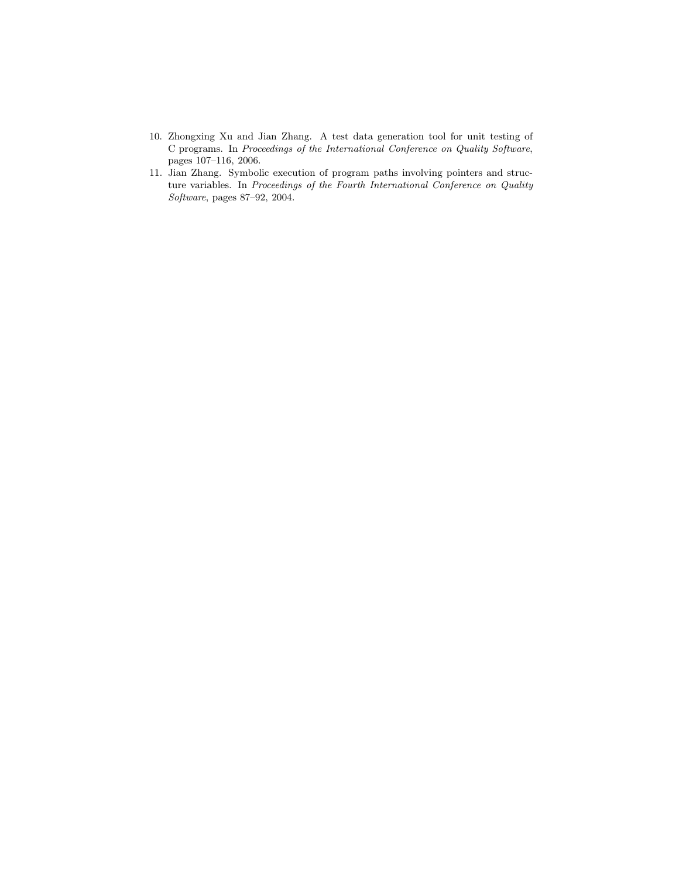10. Zhongxing Xu and Jian Zhang. A test data generation tool for unit testing of C programs. In *Proceedings of the International Conference on Quality Software*, pages 107–116, 2006.
11. Jian Zhang. Symbolic execution of program paths involving pointers and structure variables. In *Proceedings of the Fourth International Conference on Quality Software*, pages 87–92, 2004.